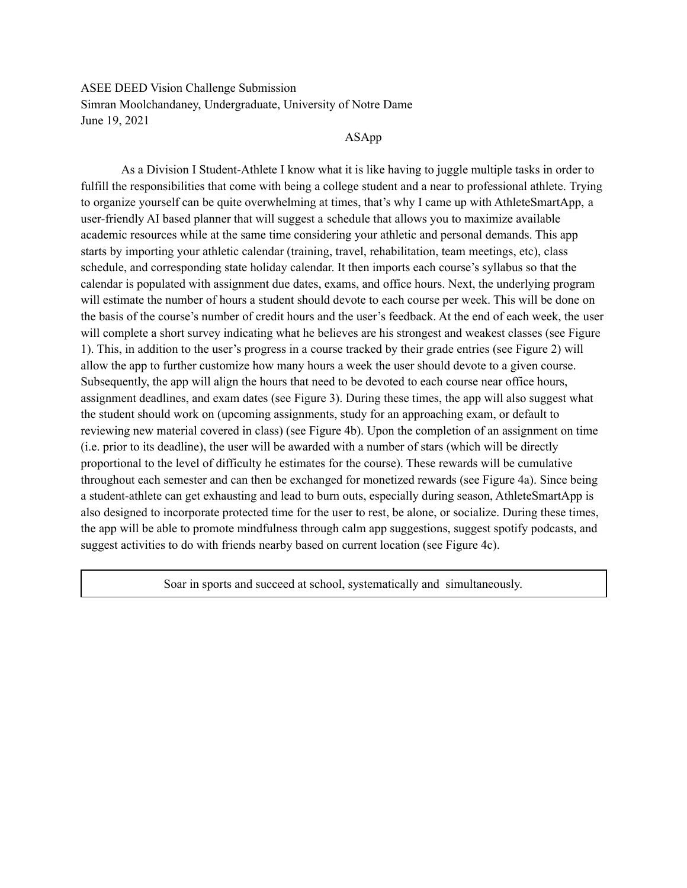ASEE DEED Vision Challenge Submission
Simran Moolchandaney, Undergraduate, University of Notre Dame
June 19, 2021

# ASApp

As a Division I Student-Athlete I know what it is like having to juggle multiple tasks in order to fulfill the responsibilities that come with being a college student and a near to professional athlete. Trying to organize yourself can be quite overwhelming at times, that's why I came up with AthleteSmartApp, a user-friendly AI based planner that will suggest a schedule that allows you to maximize available academic resources while at the same time considering your athletic and personal demands. This app starts by importing your athletic calendar (training, travel, rehabilitation, team meetings, etc), class schedule, and corresponding state holiday calendar. It then imports each course's syllabus so that the calendar is populated with assignment due dates, exams, and office hours. Next, the underlying program will estimate the number of hours a student should devote to each course per week. This will be done on the basis of the course's number of credit hours and the user's feedback. At the end of each week, the user will complete a short survey indicating what he believes are his strongest and weakest classes (see Figure 1). This, in addition to the user's progress in a course tracked by their grade entries (see Figure 2) will allow the app to further customize how many hours a week the user should devote to a given course. Subsequently, the app will align the hours that need to be devoted to each course near office hours, assignment deadlines, and exam dates (see Figure 3). During these times, the app will also suggest what the student should work on (upcoming assignments, study for an approaching exam, or default to reviewing new material covered in class) (see Figure 4b). Upon the completion of an assignment on time (i.e. prior to its deadline), the user will be awarded with a number of stars (which will be directly proportional to the level of difficulty he estimates for the course). These rewards will be cumulative throughout each semester and can then be exchanged for monetized rewards (see Figure 4a). Since being a student-athlete can get exhausting and lead to burn outs, especially during season, AthleteSmartApp is also designed to incorporate protected time for the user to rest, be alone, or socialize. During these times, the app will be able to promote mindfulness through calm app suggestions, suggest spotify podcasts, and suggest activities to do with friends nearby based on current location (see Figure 4c).

> Soar in sports and succeed at school, systematically and simultaneously.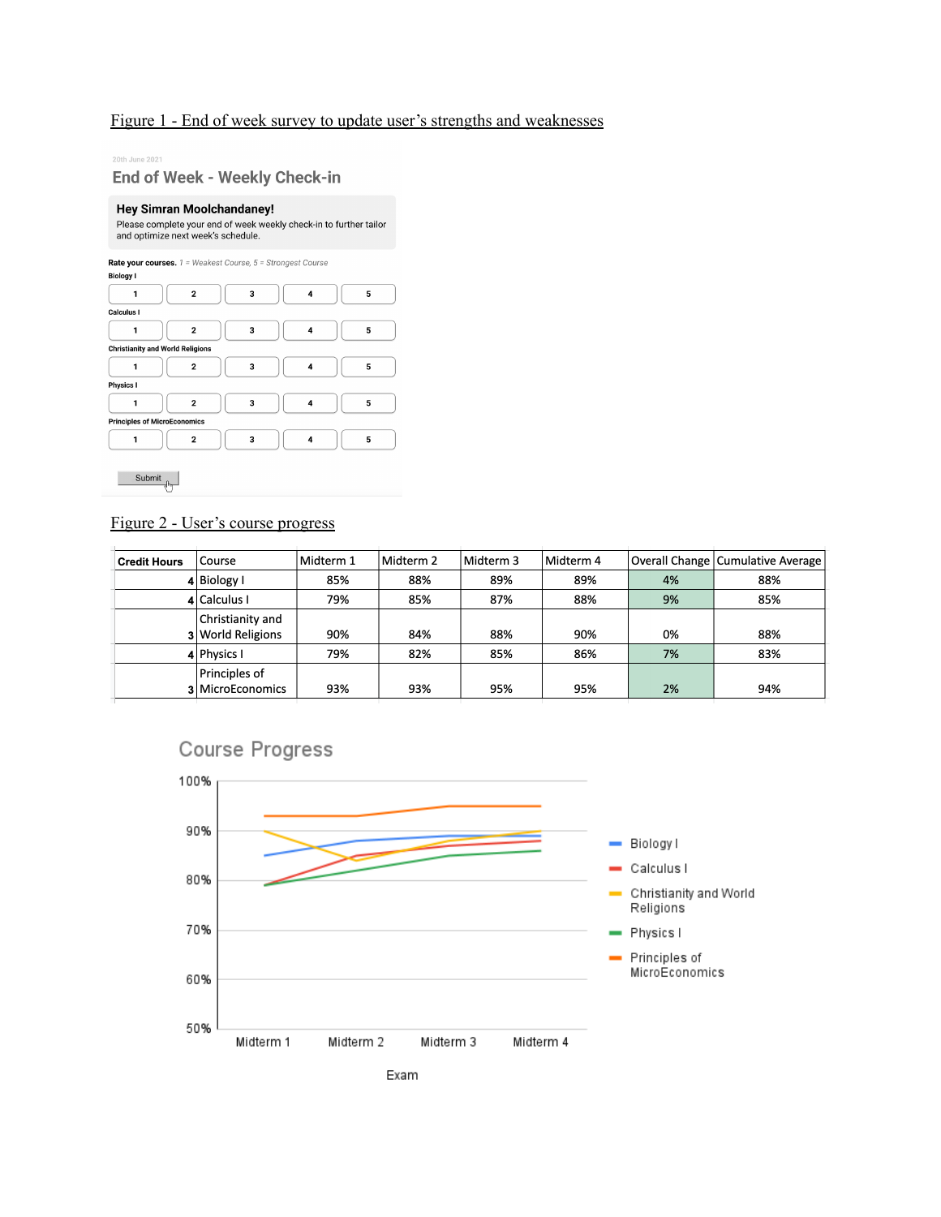Figure 1 - End of week survey to update user's strengths and weaknesses

20th June 2021

End of Week - Weekly Check-in

**Hey Simran Moolchandaney!**

Please complete your end of week weekly check-in to further tailor and optimize next week's schedule.

**Rate your courses.** *1 = Weakest Course, 5 = Strongest Course*

Biology I

1 2 3 4 5

Calculus I

1 2 3 4 5

Christianity and World Religions

1 2 3 4 5

Physics I

1 2 3 4 5

Principles of MicroEconomics

1 2 3 4 5

Submit

Figure 2 - User's course progress

| Credit Hours | Course | Midterm 1 | Midterm 2 | Midterm 3 | Midterm 4 | Overall Change | Cumulative Average |
|---|---|---|---|---|---|---|---|
| 4 | Biology I | 85% | 88% | 89% | 89% | 4% | 88% |
| 4 | Calculus I | 79% | 85% | 87% | 88% | 9% | 85% |
| 3 | Christianity and World Religions | 90% | 84% | 88% | 90% | 0% | 88% |
| 4 | Physics I | 79% | 82% | 85% | 86% | 7% | 83% |
| 3 | Principles of MicroEconomics | 93% | 93% | 95% | 95% | 2% | 94% |

Course Progress

100%
90%
80%
70%
60%
50%

Midterm 1
Midterm 2
Midterm 3
Midterm 4

Exam

Biology I
Calculus I
Christianity and World Religions
Physics I
Principles of MicroEconomics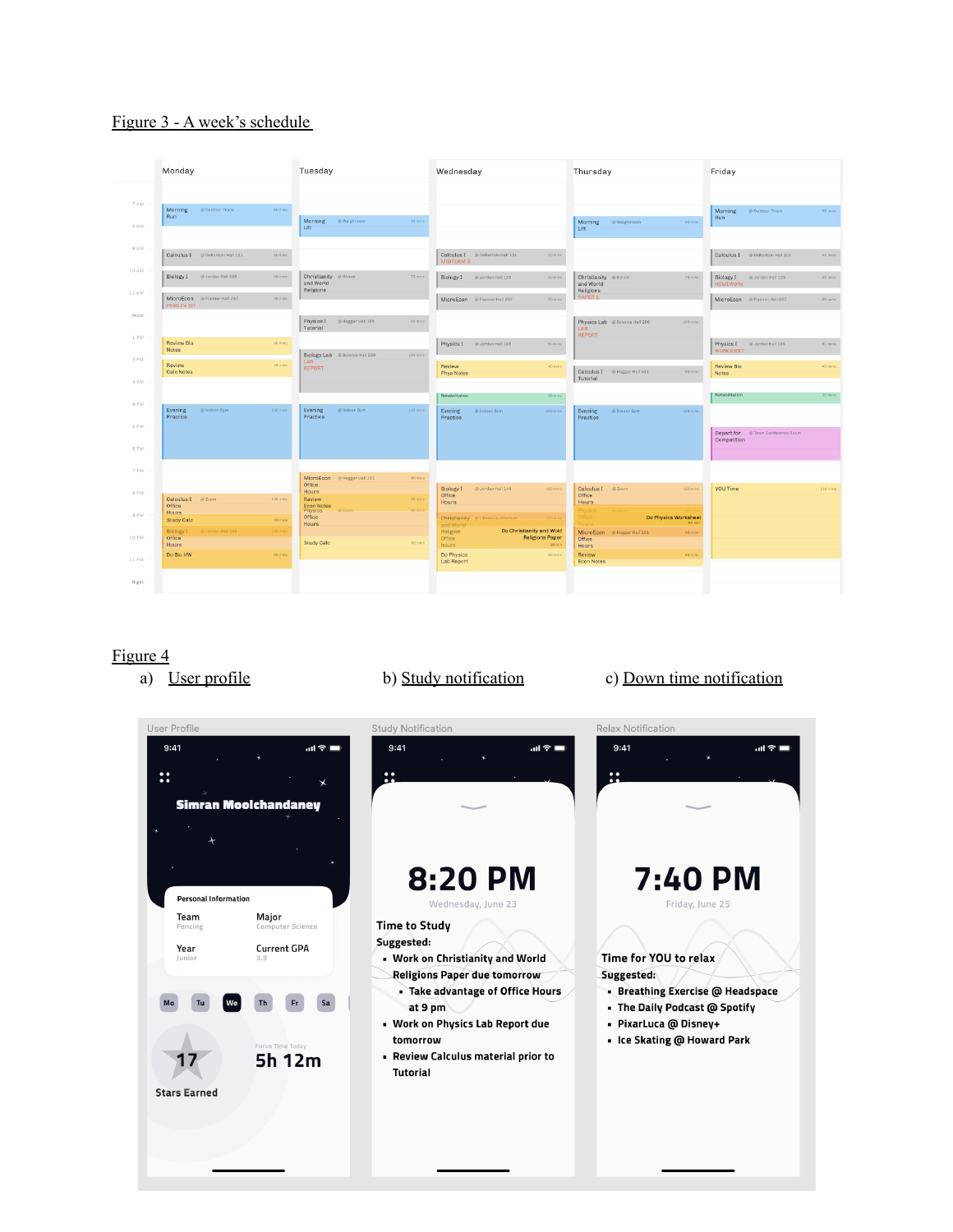Figure 3 - A week's schedule

Monday

Tuesday

Wednesday

Thursday

Friday

Figure 4

a) User profile

b) Study notification

c) Down time notification

User Profile

9:41

Simran Moolchandaney

Personal Information

Team
Fencing

Major
Computer Science

Year
Junior

Current GPA
3.9

Mo Tu We Th Fr Sa

17
Stars Earned

Focus Time Today
5h 12m

Study Notification

9:41

8:20 PM
Wednesday, June 23

Time to Study
Suggested:

- Work on Christianity and World Religions Paper due tomorrow
  - Take advantage of Office Hours at 9 pm
- Work on Physics Lab Report due tomorrow
- Review Calculus material prior to Tutorial

Relax Notification

9:41

7:40 PM
Friday, June 25

Time for YOU to relax
Suggested:

- Breathing Exercise @ Headspace
- The Daily Podcast @ Spotify
- PixarLuca @ Disney+
- Ice Skating @ Howard Park